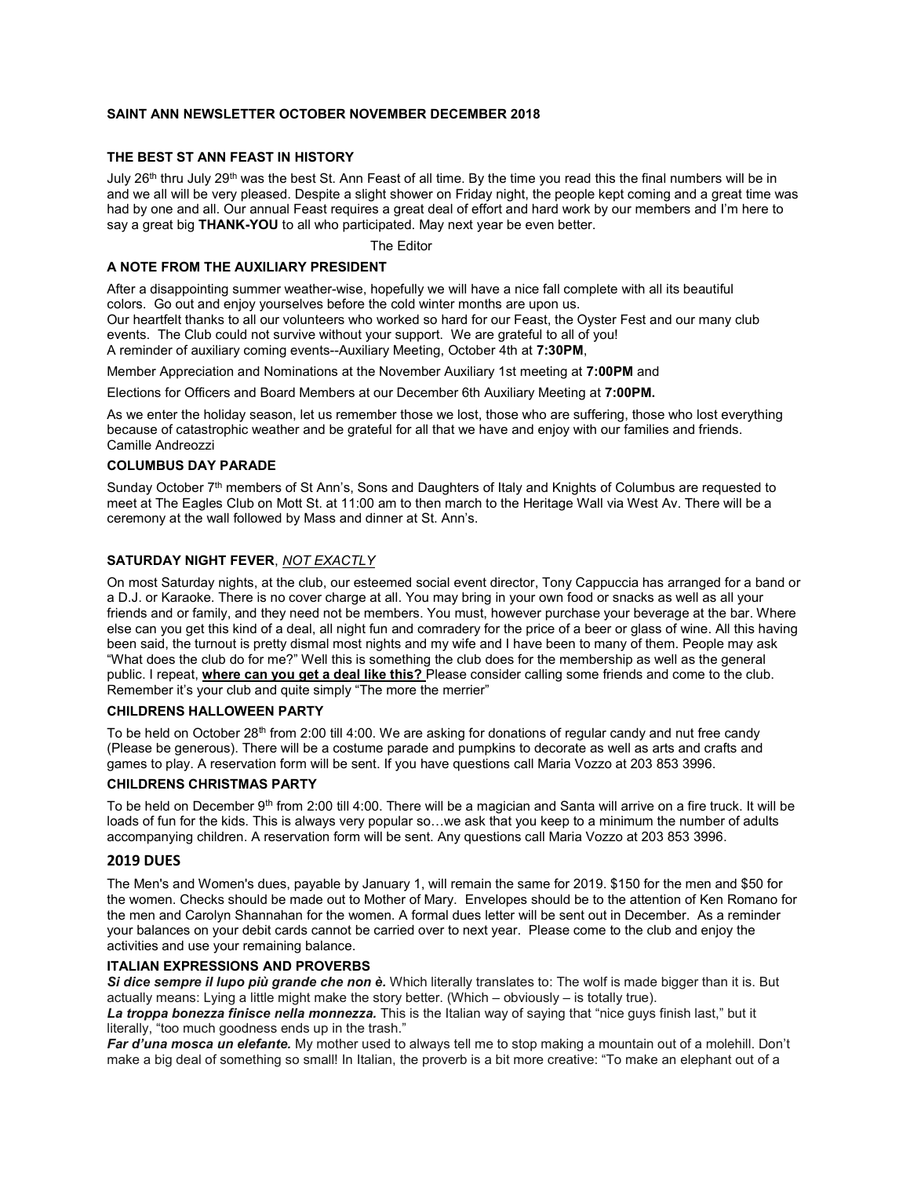# SAINT ANN NEWSLETTER OCTOBER NOVEMBER DECEMBER 2018

## THE BEST ST ANN FEAST IN HISTORY

July 26th thru July 29th was the best St. Ann Feast of all time. By the time you read this the final numbers will be in and we all will be very pleased. Despite a slight shower on Friday night, the people kept coming and a great time was had by one and all. Our annual Feast requires a great deal of effort and hard work by our members and I'm here to say a great big **THANK-YOU** to all who participated. May next year be even better.

The Editor

## A NOTE FROM THE AUXILIARY PRESIDENT

After a disappointing summer weather-wise, hopefully we will have a nice fall complete with all its beautiful colors. Go out and enjoy yourselves before the cold winter months are upon us.
Our heartfelt thanks to all our volunteers who worked so hard for our Feast, the Oyster Fest and our many club events. The Club could not survive without your support. We are grateful to all of you!
A reminder of auxiliary coming events--Auxiliary Meeting, October 4th at **7:30PM**,

Member Appreciation and Nominations at the November Auxiliary 1st meeting at **7:00PM** and

Elections for Officers and Board Members at our December 6th Auxiliary Meeting at **7:00PM.**

As we enter the holiday season, let us remember those we lost, those who are suffering, those who lost everything because of catastrophic weather and be grateful for all that we have and enjoy with our families and friends.
Camille Andreozzi

## COLUMBUS DAY PARADE

Sunday October 7th members of St Ann's, Sons and Daughters of Italy and Knights of Columbus are requested to meet at The Eagles Club on Mott St. at 11:00 am to then march to the Heritage Wall via West Av. There will be a ceremony at the wall followed by Mass and dinner at St. Ann's.

## SATURDAY NIGHT FEVER, *NOT EXACTLY*

On most Saturday nights, at the club, our esteemed social event director, Tony Cappuccia has arranged for a band or a D.J. or Karaoke. There is no cover charge at all. You may bring in your own food or snacks as well as all your friends and or family, and they need not be members. You must, however purchase your beverage at the bar. Where else can you get this kind of a deal, all night fun and comradery for the price of a beer or glass of wine. All this having been said, the turnout is pretty dismal most nights and my wife and I have been to many of them. People may ask "What does the club do for me?" Well this is something the club does for the membership as well as the general public. I repeat, **where can you get a deal like this?** Please consider calling some friends and come to the club. Remember it's your club and quite simply "The more the merrier"

## CHILDRENS HALLOWEEN PARTY

To be held on October 28th from 2:00 till 4:00. We are asking for donations of regular candy and nut free candy (Please be generous). There will be a costume parade and pumpkins to decorate as well as arts and crafts and games to play. A reservation form will be sent. If you have questions call Maria Vozzo at 203 853 3996.

## CHILDRENS CHRISTMAS PARTY

To be held on December 9th from 2:00 till 4:00. There will be a magician and Santa will arrive on a fire truck. It will be loads of fun for the kids. This is always very popular so…we ask that you keep to a minimum the number of adults accompanying children. A reservation form will be sent. Any questions call Maria Vozzo at 203 853 3996.

## 2019 DUES

The Men's and Women's dues, payable by January 1, will remain the same for 2019. $150 for the men and $50 for the women. Checks should be made out to Mother of Mary. Envelopes should be to the attention of Ken Romano for the men and Carolyn Shannahan for the women. A formal dues letter will be sent out in December. As a reminder your balances on your debit cards cannot be carried over to next year. Please come to the club and enjoy the activities and use your remaining balance.

## ITALIAN EXPRESSIONS AND PROVERBS

***Si dice sempre il lupo più grande che non è.*** Which literally translates to: The wolf is made bigger than it is. But actually means: Lying a little might make the story better. (Which – obviously – is totally true).

***La troppa bonezza finisce nella monnezza.*** This is the Italian way of saying that "nice guys finish last," but it literally, "too much goodness ends up in the trash."

***Far d'una mosca un elefante.*** My mother used to always tell me to stop making a mountain out of a molehill. Don't make a big deal of something so small! In Italian, the proverb is a bit more creative: "To make an elephant out of a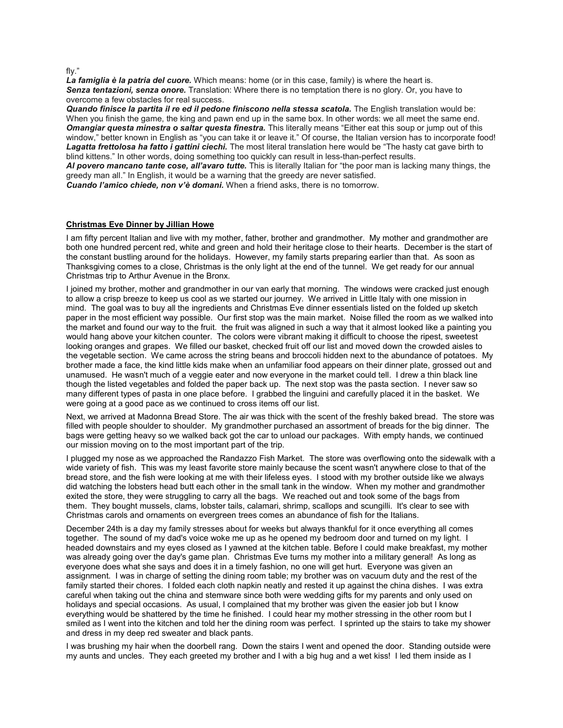fly."

***La famiglia è la patria del cuore.*** Which means: home (or in this case, family) is where the heart is.

***Senza tentazioni, senza onore.*** Translation: Where there is no temptation there is no glory. Or, you have to overcome a few obstacles for real success.

***Quando finisce la partita il re ed il pedone finiscono nella stessa scatola.*** The English translation would be: When you finish the game, the king and pawn end up in the same box. In other words: we all meet the same end.

***Omangiar questa minestra o saltar questa finestra.*** This literally means "Either eat this soup or jump out of this window," better known in English as "you can take it or leave it." Of course, the Italian version has to incorporate food!

***Lagatta frettolosa ha fatto i gattini ciechi.*** The most literal translation here would be "The hasty cat gave birth to blind kittens." In other words, doing something too quickly can result in less-than-perfect results.

***Al povero mancano tante cose, all'avaro tutte.*** This is literally Italian for "the poor man is lacking many things, the greedy man all." In English, it would be a warning that the greedy are never satisfied.

***Cuando l'amico chiede, non v'è domani.*** When a friend asks, there is no tomorrow.

**Christmas Eve Dinner by Jillian Howe**

I am fifty percent Italian and live with my mother, father, brother and grandmother. My mother and grandmother are both one hundred percent red, white and green and hold their heritage close to their hearts. December is the start of the constant bustling around for the holidays. However, my family starts preparing earlier than that. As soon as Thanksgiving comes to a close, Christmas is the only light at the end of the tunnel. We get ready for our annual Christmas trip to Arthur Avenue in the Bronx.

I joined my brother, mother and grandmother in our van early that morning. The windows were cracked just enough to allow a crisp breeze to keep us cool as we started our journey. We arrived in Little Italy with one mission in mind. The goal was to buy all the ingredients and Christmas Eve dinner essentials listed on the folded up sketch paper in the most efficient way possible. Our first stop was the main market. Noise filled the room as we walked into the market and found our way to the fruit. the fruit was aligned in such a way that it almost looked like a painting you would hang above your kitchen counter. The colors were vibrant making it difficult to choose the ripest, sweetest looking oranges and grapes. We filled our basket, checked fruit off our list and moved down the crowded aisles to the vegetable section. We came across the string beans and broccoli hidden next to the abundance of potatoes. My brother made a face, the kind little kids make when an unfamiliar food appears on their dinner plate, grossed out and unamused. He wasn't much of a veggie eater and now everyone in the market could tell. I drew a thin black line though the listed vegetables and folded the paper back up. The next stop was the pasta section. I never saw so many different types of pasta in one place before. I grabbed the linguini and carefully placed it in the basket. We were going at a good pace as we continued to cross items off our list.

Next, we arrived at Madonna Bread Store. The air was thick with the scent of the freshly baked bread. The store was filled with people shoulder to shoulder. My grandmother purchased an assortment of breads for the big dinner. The bags were getting heavy so we walked back got the car to unload our packages. With empty hands, we continued our mission moving on to the most important part of the trip.

I plugged my nose as we approached the Randazzo Fish Market. The store was overflowing onto the sidewalk with a wide variety of fish. This was my least favorite store mainly because the scent wasn't anywhere close to that of the bread store, and the fish were looking at me with their lifeless eyes. I stood with my brother outside like we always did watching the lobsters head butt each other in the small tank in the window. When my mother and grandmother exited the store, they were struggling to carry all the bags. We reached out and took some of the bags from them. They bought mussels, clams, lobster tails, calamari, shrimp, scallops and scungilli. It's clear to see with Christmas carols and ornaments on evergreen trees comes an abundance of fish for the Italians.

December 24th is a day my family stresses about for weeks but always thankful for it once everything all comes together. The sound of my dad's voice woke me up as he opened my bedroom door and turned on my light. I headed downstairs and my eyes closed as I yawned at the kitchen table. Before I could make breakfast, my mother was already going over the day's game plan. Christmas Eve turns my mother into a military general! As long as everyone does what she says and does it in a timely fashion, no one will get hurt. Everyone was given an assignment. I was in charge of setting the dining room table; my brother was on vacuum duty and the rest of the family started their chores. I folded each cloth napkin neatly and rested it up against the china dishes. I was extra careful when taking out the china and stemware since both were wedding gifts for my parents and only used on holidays and special occasions. As usual, I complained that my brother was given the easier job but I know everything would be shattered by the time he finished. I could hear my mother stressing in the other room but I smiled as I went into the kitchen and told her the dining room was perfect. I sprinted up the stairs to take my shower and dress in my deep red sweater and black pants.

I was brushing my hair when the doorbell rang. Down the stairs I went and opened the door. Standing outside were my aunts and uncles. They each greeted my brother and I with a big hug and a wet kiss! I led them inside as I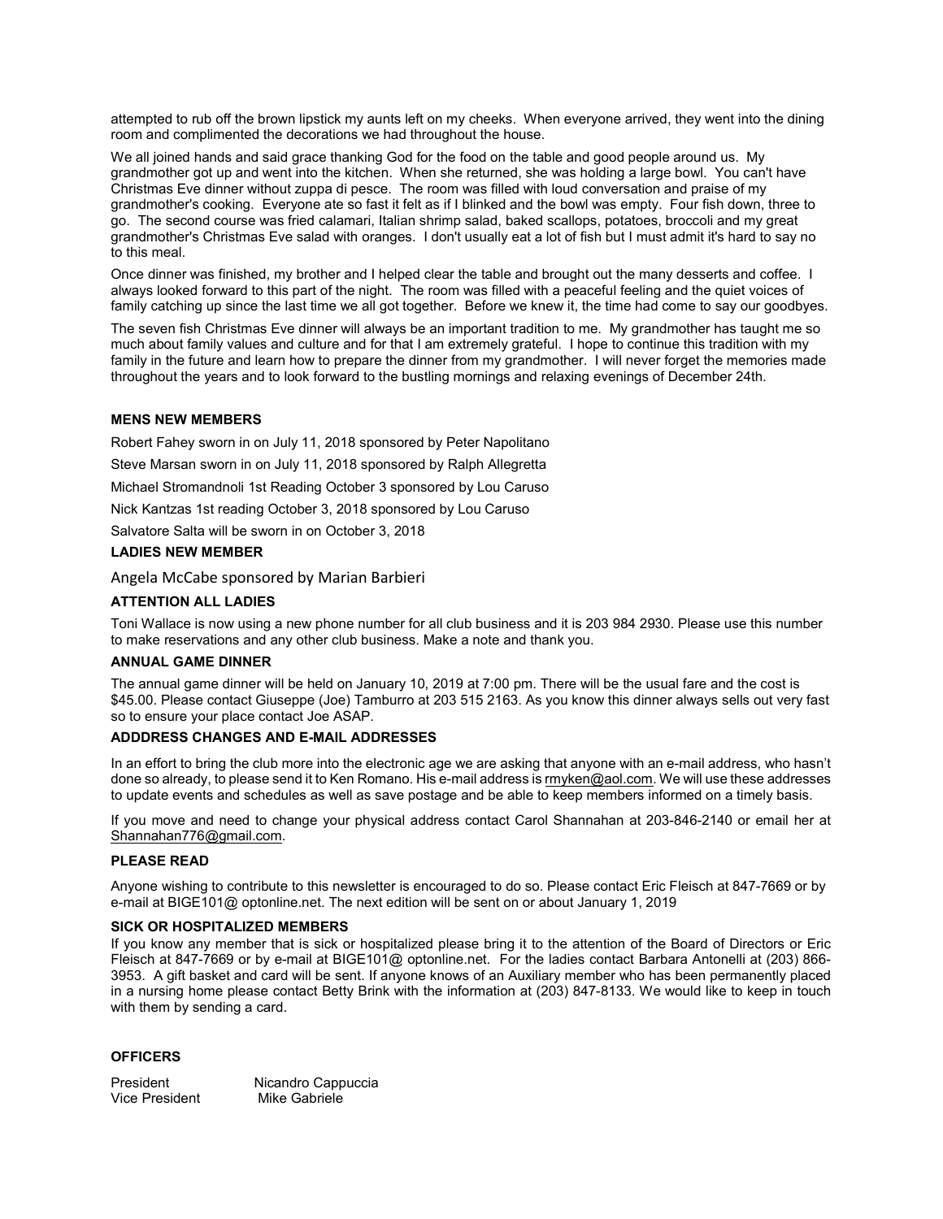attempted to rub off the brown lipstick my aunts left on my cheeks. When everyone arrived, they went into the dining room and complimented the decorations we had throughout the house.

We all joined hands and said grace thanking God for the food on the table and good people around us. My grandmother got up and went into the kitchen. When she returned, she was holding a large bowl. You can't have Christmas Eve dinner without zuppa di pesce. The room was filled with loud conversation and praise of my grandmother's cooking. Everyone ate so fast it felt as if I blinked and the bowl was empty. Four fish down, three to go. The second course was fried calamari, Italian shrimp salad, baked scallops, potatoes, broccoli and my great grandmother's Christmas Eve salad with oranges. I don't usually eat a lot of fish but I must admit it's hard to say no to this meal.

Once dinner was finished, my brother and I helped clear the table and brought out the many desserts and coffee. I always looked forward to this part of the night. The room was filled with a peaceful feeling and the quiet voices of family catching up since the last time we all got together. Before we knew it, the time had come to say our goodbyes.

The seven fish Christmas Eve dinner will always be an important tradition to me. My grandmother has taught me so much about family values and culture and for that I am extremely grateful. I hope to continue this tradition with my family in the future and learn how to prepare the dinner from my grandmother. I will never forget the memories made throughout the years and to look forward to the bustling mornings and relaxing evenings of December 24th.

**MENS NEW MEMBERS**

Robert Fahey sworn in on July 11, 2018 sponsored by Peter Napolitano

Steve Marsan sworn in on July 11, 2018 sponsored by Ralph Allegretta

Michael Stromandnoli 1st Reading October 3 sponsored by Lou Caruso

Nick Kantzas 1st reading October 3, 2018 sponsored by Lou Caruso

Salvatore Salta will be sworn in on October 3, 2018

**LADIES NEW MEMBER**

Angela McCabe sponsored by Marian Barbieri

**ATTENTION ALL LADIES**

Toni Wallace is now using a new phone number for all club business and it is 203 984 2930. Please use this number to make reservations and any other club business. Make a note and thank you.

**ANNUAL GAME DINNER**

The annual game dinner will be held on January 10, 2019 at 7:00 pm. There will be the usual fare and the cost is $45.00. Please contact Giuseppe (Joe) Tamburro at 203 515 2163. As you know this dinner always sells out very fast so to ensure your place contact Joe ASAP.

**ADDDRESS CHANGES AND E-MAIL ADDRESSES**

In an effort to bring the club more into the electronic age we are asking that anyone with an e-mail address, who hasn't done so already, to please send it to Ken Romano. His e-mail address is rmyken@aol.com. We will use these addresses to update events and schedules as well as save postage and be able to keep members informed on a timely basis.

If you move and need to change your physical address contact Carol Shannahan at 203-846-2140 or email her at Shannahan776@gmail.com.

**PLEASE READ**

Anyone wishing to contribute to this newsletter is encouraged to do so. Please contact Eric Fleisch at 847-7669 or by e-mail at BIGE101@ optonline.net. The next edition will be sent on or about January 1, 2019

**SICK OR HOSPITALIZED MEMBERS**

If you know any member that is sick or hospitalized please bring it to the attention of the Board of Directors or Eric Fleisch at 847-7669 or by e-mail at BIGE101@ optonline.net. For the ladies contact Barbara Antonelli at (203) 866-3953. A gift basket and card will be sent. If anyone knows of an Auxiliary member who has been permanently placed in a nursing home please contact Betty Brink with the information at (203) 847-8133. We would like to keep in touch with them by sending a card.

**OFFICERS**

| | |
|---|---|
| President | Nicandro Cappuccia |
| Vice President | Mike Gabriele |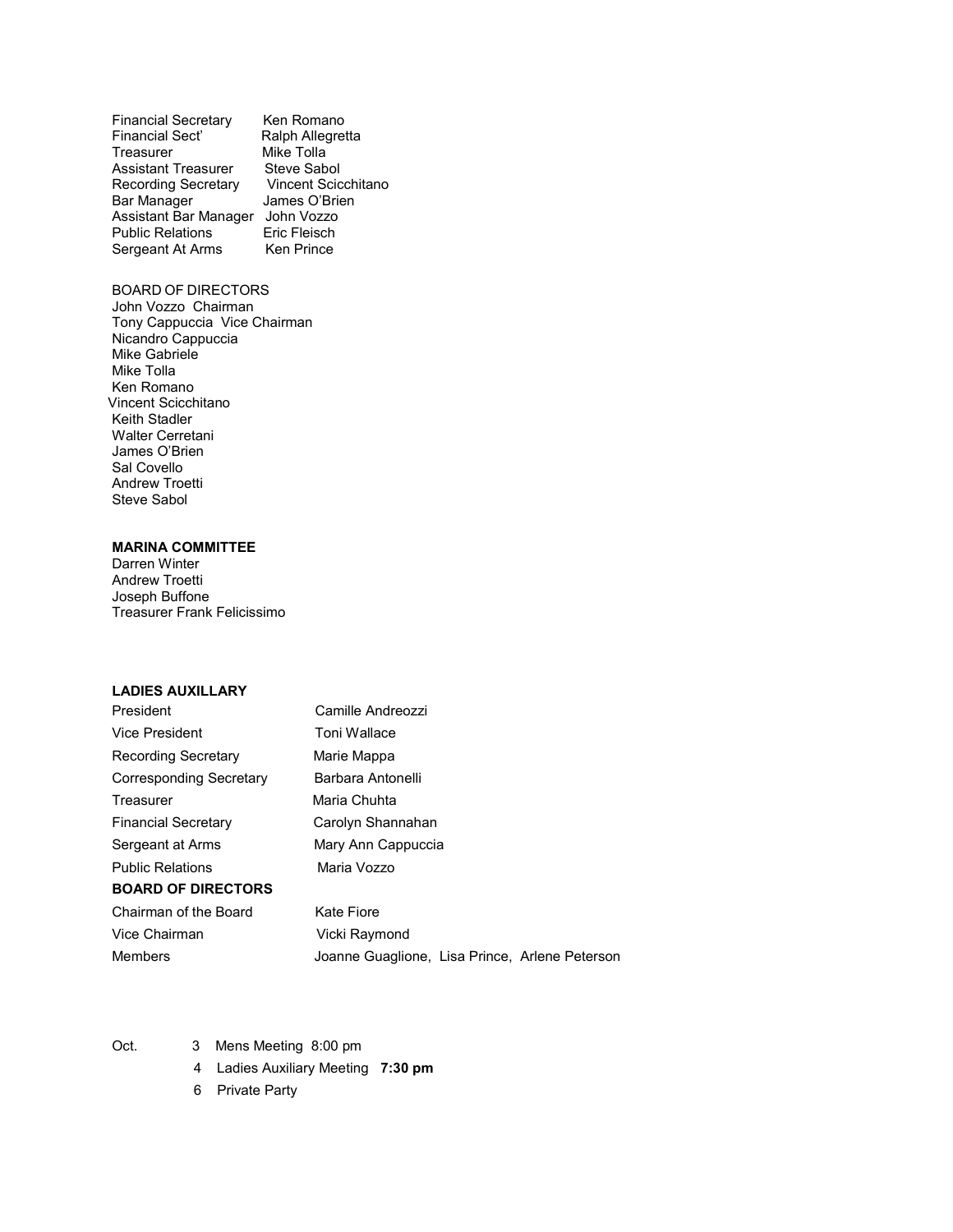| | |
|---|---|
| Financial Secretary | Ken Romano |
| Financial Sect' | Ralph Allegretta |
| Treasurer | Mike Tolla |
| Assistant Treasurer | Steve Sabol |
| Recording Secretary | Vincent Scicchitano |
| Bar Manager | James O'Brien |
| Assistant Bar Manager | John Vozzo |
| Public Relations | Eric Fleisch |
| Sergeant At Arms | Ken Prince |

BOARD OF DIRECTORS

John Vozzo Chairman  
Tony Cappuccia Vice Chairman  
Nicandro Cappuccia  
Mike Gabriele  
Mike Tolla  
Ken Romano  
Vincent Scicchitano  
Keith Stadler  
Walter Cerretani  
James O'Brien  
Sal Covello  
Andrew Troetti  
Steve Sabol

**MARINA COMMITTEE**

Darren Winter  
Andrew Troetti  
Joseph Buffone  
Treasurer Frank Felicissimo

**LADIES AUXILLARY**

| | |
|---|---|
| President | Camille Andreozzi |
| Vice President | Toni Wallace |
| Recording Secretary | Marie Mappa |
| Corresponding Secretary | Barbara Antonelli |
| Treasurer | Maria Chuhta |
| Financial Secretary | Carolyn Shannahan |
| Sergeant at Arms | Mary Ann Cappuccia |
| Public Relations | Maria Vozzo |

**BOARD OF DIRECTORS**

| | |
|---|---|
| Chairman of the Board | Kate Fiore |
| Vice Chairman | Vicki Raymond |
| Members | Joanne Guaglione, Lisa Prince, Arlene Peterson |

Oct. 3 Mens Meeting 8:00 pm  
4 Ladies Auxiliary Meeting **7:30 pm**  
6 Private Party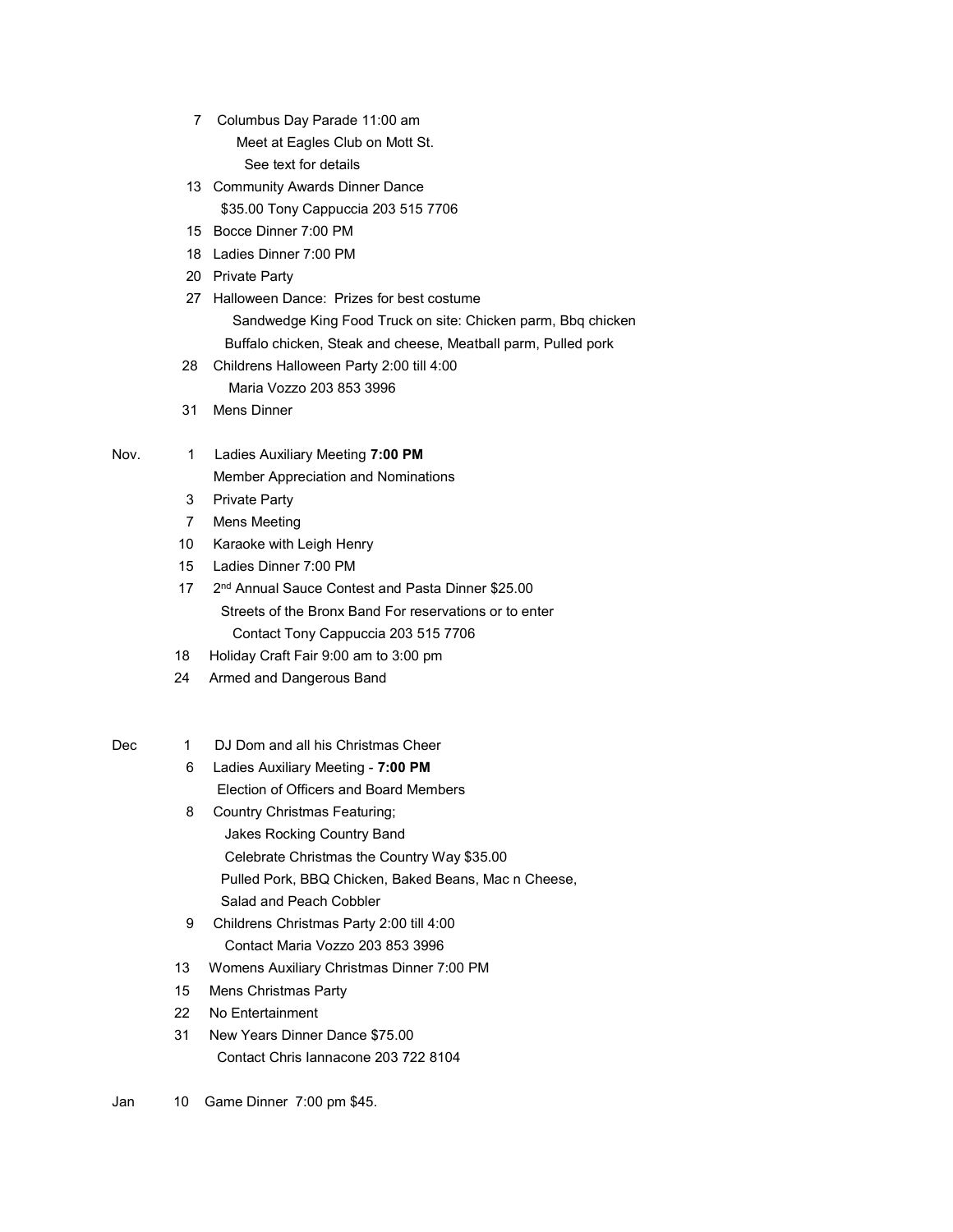7 Columbus Day Parade 11:00 am
Meet at Eagles Club on Mott St.
See text for details

13 Community Awards Dinner Dance
$35.00 Tony Cappuccia 203 515 7706

15 Bocce Dinner 7:00 PM

18 Ladies Dinner 7:00 PM

20 Private Party

27 Halloween Dance: Prizes for best costume
Sandwedge King Food Truck on site: Chicken parm, Bbq chicken
Buffalo chicken, Steak and cheese, Meatball parm, Pulled pork

28 Childrens Halloween Party 2:00 till 4:00
Maria Vozzo 203 853 3996

31 Mens Dinner

Nov. 1 Ladies Auxiliary Meeting **7:00 PM**
Member Appreciation and Nominations

3 Private Party

7 Mens Meeting

10 Karaoke with Leigh Henry

15 Ladies Dinner 7:00 PM

17 2nd Annual Sauce Contest and Pasta Dinner $25.00
Streets of the Bronx Band For reservations or to enter
Contact Tony Cappuccia 203 515 7706

18 Holiday Craft Fair 9:00 am to 3:00 pm

24 Armed and Dangerous Band

Dec 1 DJ Dom and all his Christmas Cheer

6 Ladies Auxiliary Meeting - **7:00 PM**
Election of Officers and Board Members

8 Country Christmas Featuring;
Jakes Rocking Country Band
Celebrate Christmas the Country Way $35.00
Pulled Pork, BBQ Chicken, Baked Beans, Mac n Cheese,
Salad and Peach Cobbler

9 Childrens Christmas Party 2:00 till 4:00
Contact Maria Vozzo 203 853 3996

13 Womens Auxiliary Christmas Dinner 7:00 PM

15 Mens Christmas Party

22 No Entertainment

31 New Years Dinner Dance $75.00
Contact Chris Iannacone 203 722 8104

Jan 10 Game Dinner 7:00 pm $45.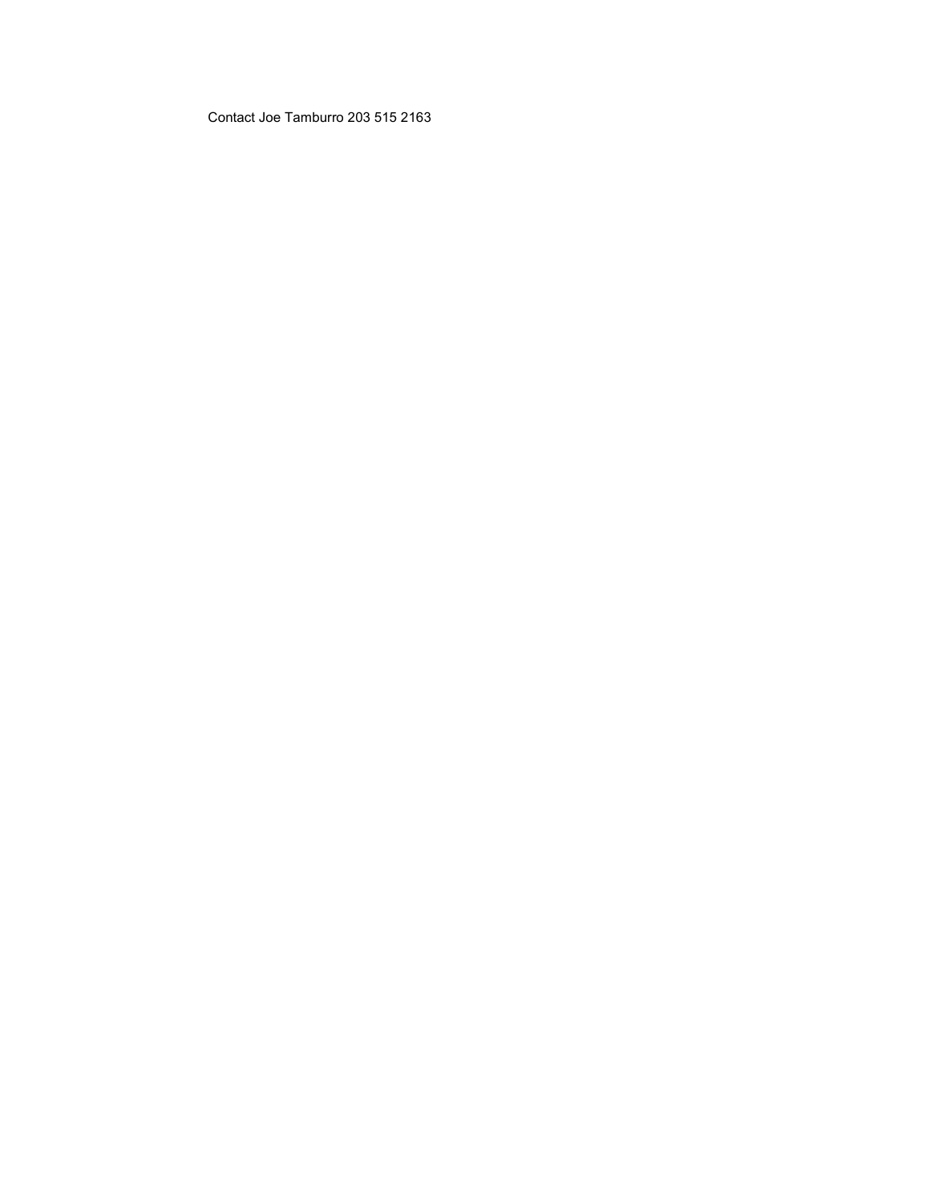Contact Joe Tamburro 203 515 2163